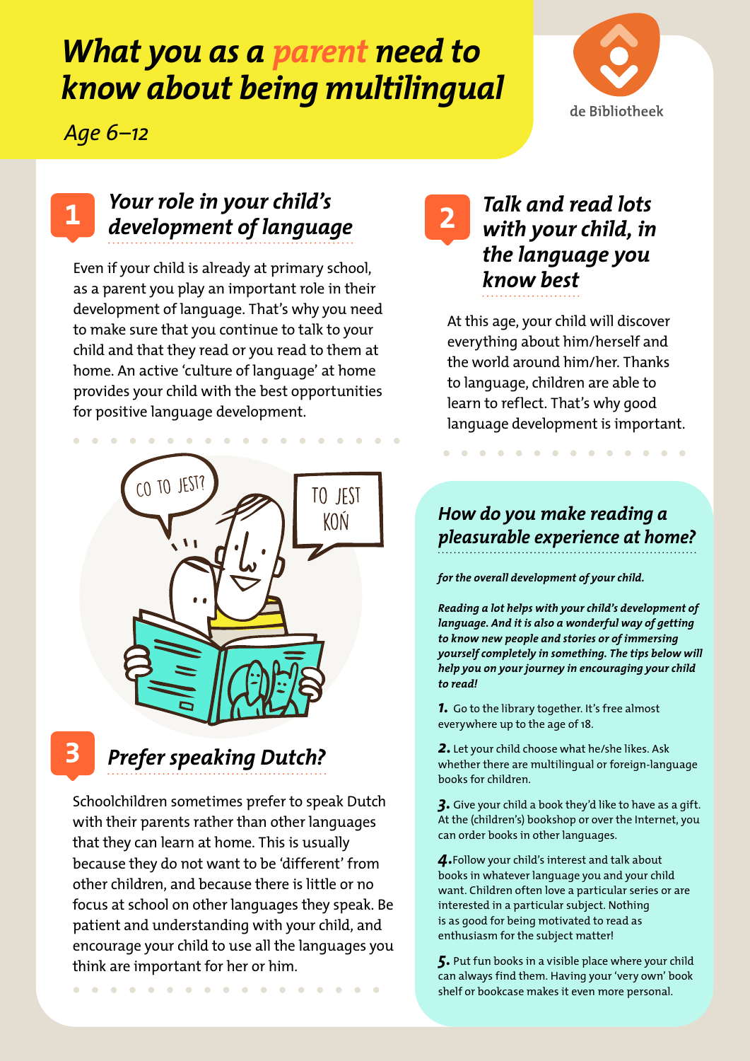# What you as a parent need to know about being multilingual

*Age 6–12*

de Bibliotheek

## 1 Your role in your child's development of language

Even if your child is already at primary school, as a parent you play an important role in their development of language. That's why you need to make sure that you continue to talk to your child and that they read or you read to them at home. An active 'culture of language' at home provides your child with the best opportunities for positive language development.

## 2 Talk and read lots with your child, in the language you know best

At this age, your child will discover everything about him/herself and the world around him/her. Thanks to language, children are able to learn to reflect. That's why good language development is important.

## 3 Prefer speaking Dutch?

Schoolchildren sometimes prefer to speak Dutch with their parents rather than other languages that they can learn at home. This is usually because they do not want to be 'different' from other children, and because there is little or no focus at school on other languages they speak. Be patient and understanding with your child, and encourage your child to use all the languages you think are important for her or him.

## How do you make reading a pleasurable experience at home?

***for the overall development of your child.***

***Reading a lot helps with your child's development of language. And it is also a wonderful way of getting to know new people and stories or of immersing yourself completely in something. The tips below will help you on your journey in encouraging your child to read!***

**1.** Go to the library together. It's free almost everywhere up to the age of 18.

**2.** Let your child choose what he/she likes. Ask whether there are multilingual or foreign-language books for children.

**3.** Give your child a book they'd like to have as a gift. At the (children's) bookshop or over the Internet, you can order books in other languages.

**4.** Follow your child's interest and talk about books in whatever language you and your child want. Children often love a particular series or are interested in a particular subject. Nothing is as good for being motivated to read as enthusiasm for the subject matter!

**5.** Put fun books in a visible place where your child can always find them. Having your 'very own' book shelf or bookcase makes it even more personal.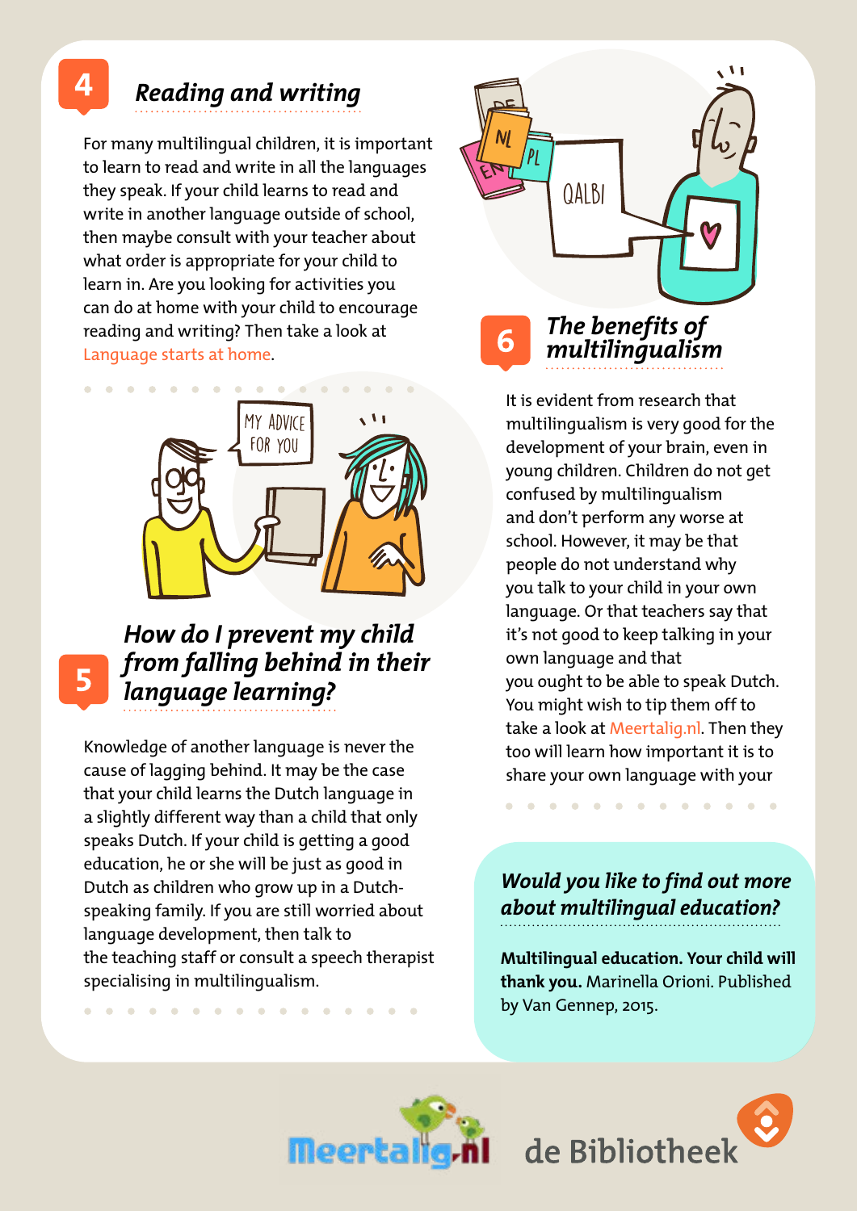## 4 Reading and writing

For many multilingual children, it is important to learn to read and write in all the languages they speak. If your child learns to read and write in another language outside of school, then maybe consult with your teacher about what order is appropriate for your child to learn in. Are you looking for activities you can do at home with your child to encourage reading and writing? Then take a look at Language starts at home.

## 5 How do I prevent my child from falling behind in their language learning?

Knowledge of another language is never the cause of lagging behind. It may be the case that your child learns the Dutch language in a slightly different way than a child that only speaks Dutch. If your child is getting a good education, he or she will be just as good in Dutch as children who grow up in a Dutch-speaking family. If you are still worried about language development, then talk to the teaching staff or consult a speech therapist specialising in multilingualism.

## 6 The benefits of multilingualism

It is evident from research that multilingualism is very good for the development of your brain, even in young children. Children do not get confused by multilingualism and don't perform any worse at school. However, it may be that people do not understand why you talk to your child in your own language. Or that teachers say that it's not good to keep talking in your own language and that you ought to be able to speak Dutch. You might wish to tip them off to take a look at Meertalig.nl. Then they too will learn how important it is to share your own language with your

### Would you like to find out more about multilingual education?

**Multilingual education. Your child will thank you.** Marinella Orioni. Published by Van Gennep, 2015.

Meertalig.nl de Bibliotheek